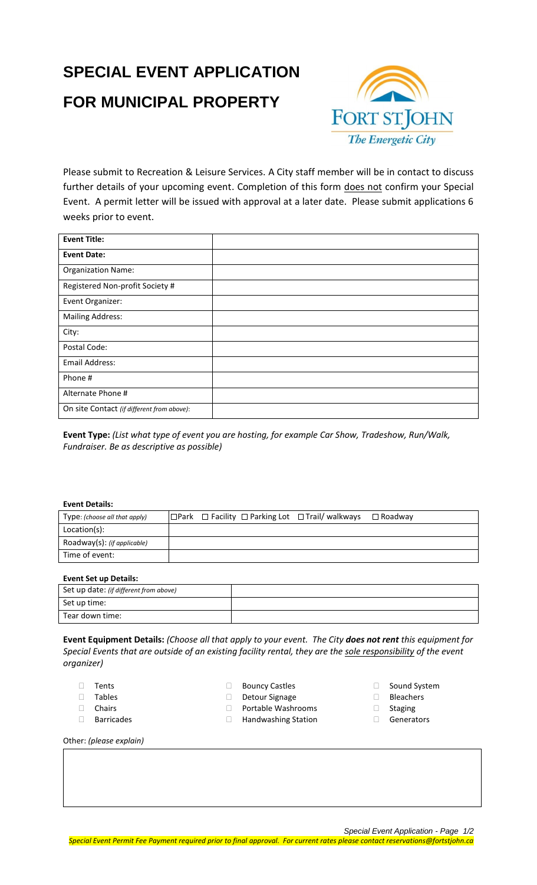# SPECIAL EVENT APPLICATION FOR MUNICIPAL PROPERTY

Please submit to Recreation & Leisure Services. A City staff member will be in contact to discuss further details of your upcoming event. Completion of this form does not confirm your Special Event. A permit letter will be issued with approval at a later date. Please submit applications 6 weeks prior to event.

| **Event Title:** | |
|---|---|
| **Event Date:** | |
| Organization Name: | |
| Registered Non-profit Society # | |
| Event Organizer: | |
| Mailing Address: | |
| City: | |
| Postal Code: | |
| Email Address: | |
| Phone # | |
| Alternate Phone # | |
| On site Contact *(if different from above)*: | |

**Event Type:** *(List what type of event you are hosting, for example Car Show, Tradeshow, Run/Walk, Fundraiser. Be as descriptive as possible)*

**Event Details:**

| Type: *(choose all that apply)* | ☐Park ☐ Facility ☐ Parking Lot ☐ Trail/ walkways ☐ Roadway |
|---|---|
| Location(s): | |
| Roadway(s): *(if applicable)* | |
| Time of event: | |

**Event Set up Details:**

| Set up date: *(if different from above)* | |
|---|---|
| Set up time: | |
| Tear down time: | |

**Event Equipment Details:** *(Choose all that apply to your event. The City **does not rent** this equipment for Special Events that are outside of an existing facility rental, they are the sole responsibility of the event organizer)*

- ☐ Tents
- ☐ Tables
- ☐ Chairs
- ☐ Barricades
- ☐ Bouncy Castles
- ☐ Detour Signage
- ☐ Portable Washrooms
- ☐ Handwashing Station
- ☐ Sound System
- ☐ Bleachers
- ☐ Staging
- ☐ Generators

Other: *(please explain)*

*Special Event Permit Fee Payment required prior to final approval. For current rates please contact reservations@fortstjohn.ca*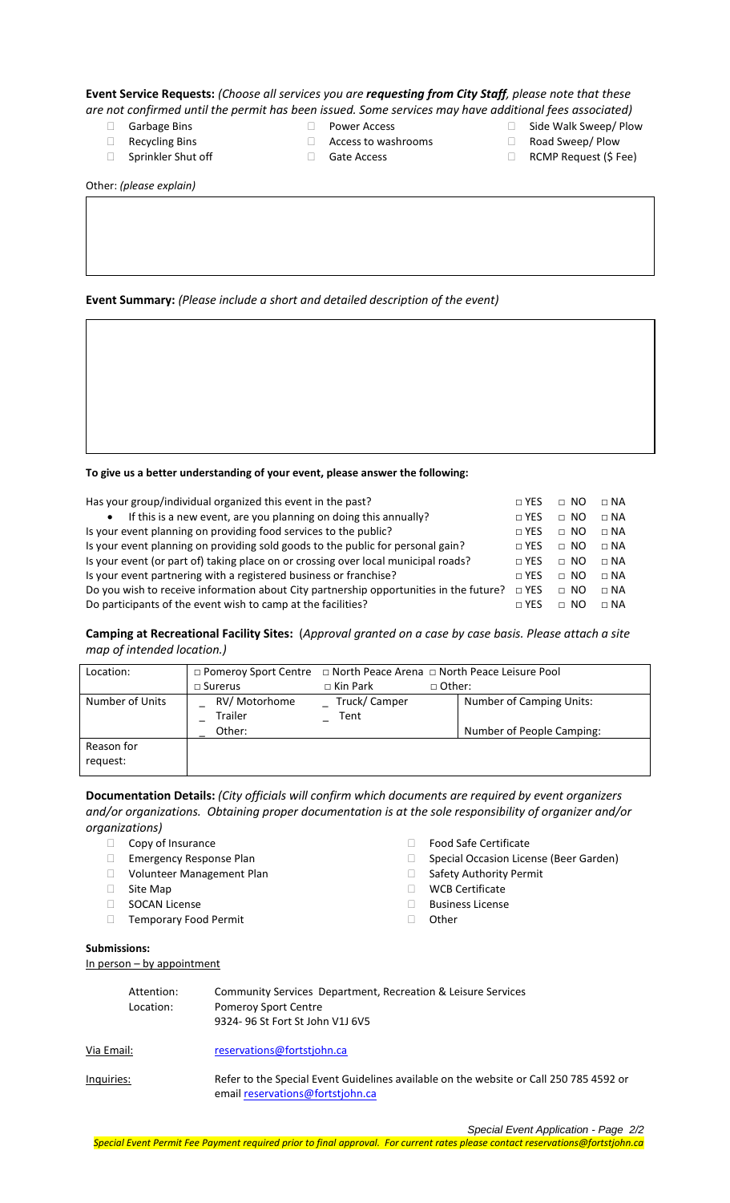**Event Service Requests:** *(Choose all services you are* ***requesting from City Staff****, please note that these are not confirmed until the permit has been issued. Some services may have additional fees associated)*

- ☐ Garbage Bins
- ☐ Recycling Bins
- ☐ Sprinkler Shut off
- ☐ Power Access
- ☐ Access to washrooms
- ☐ Gate Access
- ☐ Side Walk Sweep/ Plow
- ☐ Road Sweep/ Plow
- ☐ RCMP Request ($ Fee)

Other: *(please explain)*

**Event Summary:** *(Please include a short and detailed description of the event)*

**To give us a better understanding of your event, please answer the following:**

| | | | |
|---|---|---|---|
| Has your group/individual organized this event in the past? | □ YES | □ NO | □ NA |
| • If this is a new event, are you planning on doing this annually? | □ YES | □ NO | □ NA |
| Is your event planning on providing food services to the public? | □ YES | □ NO | □ NA |
| Is your event planning on providing sold goods to the public for personal gain? | □ YES | □ NO | □ NA |
| Is your event (or part of) taking place on or crossing over local municipal roads? | □ YES | □ NO | □ NA |
| Is your event partnering with a registered business or franchise? | □ YES | □ NO | □ NA |
| Do you wish to receive information about City partnership opportunities in the future? | □ YES | □ NO | □ NA |
| Do participants of the event wish to camp at the facilities? | □ YES | □ NO | □ NA |

**Camping at Recreational Facility Sites:** (*Approval granted on a case by case basis. Please attach a site map of intended location.)*

| | | | |
|---|---|---|---|
| Location: | □ Pomeroy Sport Centre<br>□ Surerus | □ North Peace Arena<br>□ Kin Park | □ North Peace Leisure Pool<br>□ Other: |
| Number of Units | _ RV/ Motorhome<br>_ Trailer<br>_ Other: | _ Truck/ Camper<br>_ Tent | Number of Camping Units:<br>Number of People Camping: |
| Reason for request: | | | |

**Documentation Details:** *(City officials will confirm which documents are required by event organizers and/or organizations. Obtaining proper documentation is at the sole responsibility of organizer and/or organizations)*

- ☐ Copy of Insurance
- ☐ Emergency Response Plan
- ☐ Volunteer Management Plan
- ☐ Site Map
- ☐ SOCAN License
- ☐ Temporary Food Permit
- ☐ Food Safe Certificate
- ☐ Special Occasion License (Beer Garden)
- ☐ Safety Authority Permit
- ☐ WCB Certificate
- ☐ Business License
- ☐ Other

**Submissions:**

In person – by appointment

Attention: Community Services Department, Recreation & Leisure Services
Location: Pomeroy Sport Centre
9324- 96 St Fort St John V1J 6V5

Via Email: reservations@fortstjohn.ca

Inquiries: Refer to the Special Event Guidelines available on the website or Call 250 785 4592 or email reservations@fortstjohn.ca

*Special Event Permit Fee Payment required prior to final approval. For current rates please contact reservations@fortstjohn.ca*